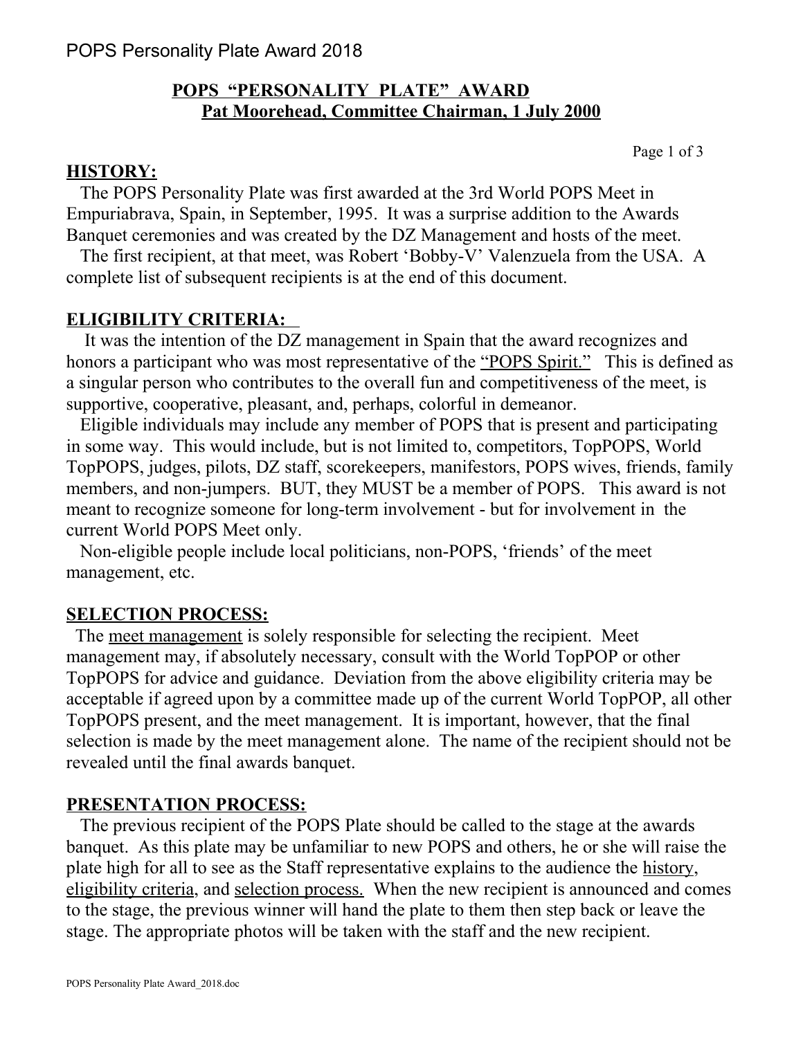# POPS "PERSONALITY PLATE" AWARD

## Pat Moorehead, Committee Chairman, 1 July 2000

## HISTORY:

The POPS Personality Plate was first awarded at the 3rd World POPS Meet in Empuriabrava, Spain, in September, 1995. It was a surprise addition to the Awards Banquet ceremonies and was created by the DZ Management and hosts of the meet.

The first recipient, at that meet, was Robert 'Bobby-V' Valenzuela from the USA. A complete list of subsequent recipients is at the end of this document.

## ELIGIBILITY CRITERIA:

It was the intention of the DZ management in Spain that the award recognizes and honors a participant who was most representative of the "POPS Spirit." This is defined as a singular person who contributes to the overall fun and competitiveness of the meet, is supportive, cooperative, pleasant, and, perhaps, colorful in demeanor.

Eligible individuals may include any member of POPS that is present and participating in some way. This would include, but is not limited to, competitors, TopPOPS, World TopPOPS, judges, pilots, DZ staff, scorekeepers, manifestors, POPS wives, friends, family members, and non-jumpers. BUT, they MUST be a member of POPS. This award is not meant to recognize someone for long-term involvement - but for involvement in the current World POPS Meet only.

Non-eligible people include local politicians, non-POPS, 'friends' of the meet management, etc.

## SELECTION PROCESS:

The meet management is solely responsible for selecting the recipient. Meet management may, if absolutely necessary, consult with the World TopPOP or other TopPOPS for advice and guidance. Deviation from the above eligibility criteria may be acceptable if agreed upon by a committee made up of the current World TopPOP, all other TopPOPS present, and the meet management. It is important, however, that the final selection is made by the meet management alone. The name of the recipient should not be revealed until the final awards banquet.

## PRESENTATION PROCESS:

The previous recipient of the POPS Plate should be called to the stage at the awards banquet. As this plate may be unfamiliar to new POPS and others, he or she will raise the plate high for all to see as the Staff representative explains to the audience the history, eligibility criteria, and selection process. When the new recipient is announced and comes to the stage, the previous winner will hand the plate to them then step back or leave the stage. The appropriate photos will be taken with the staff and the new recipient.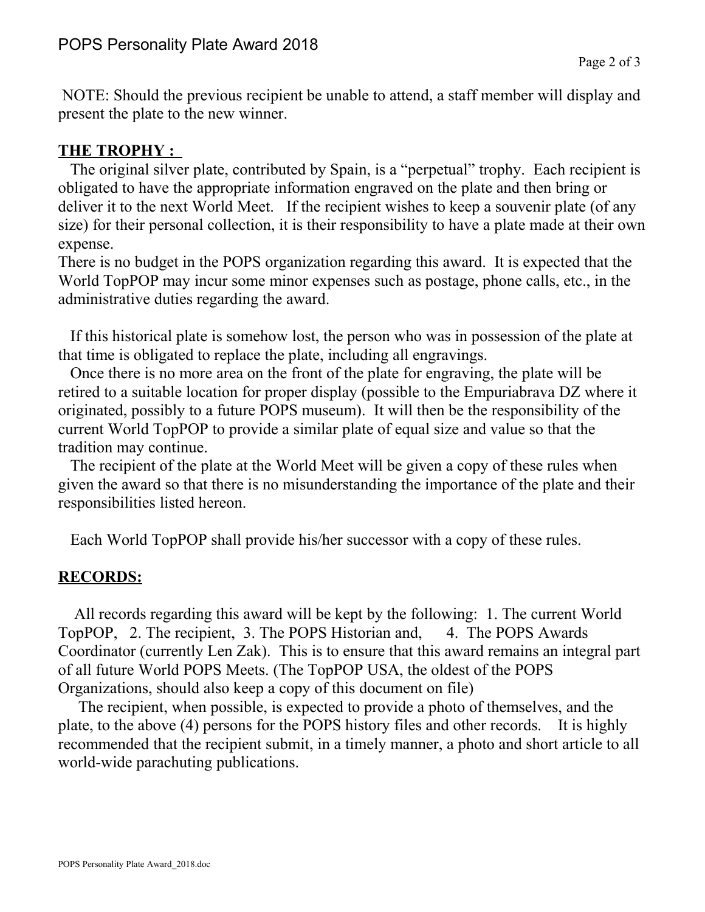NOTE: Should the previous recipient be unable to attend, a staff member will display and present the plate to the new winner.

## THE TROPHY :

The original silver plate, contributed by Spain, is a "perpetual" trophy. Each recipient is obligated to have the appropriate information engraved on the plate and then bring or deliver it to the next World Meet. If the recipient wishes to keep a souvenir plate (of any size) for their personal collection, it is their responsibility to have a plate made at their own expense.

There is no budget in the POPS organization regarding this award. It is expected that the World TopPOP may incur some minor expenses such as postage, phone calls, etc., in the administrative duties regarding the award.

If this historical plate is somehow lost, the person who was in possession of the plate at that time is obligated to replace the plate, including all engravings.

Once there is no more area on the front of the plate for engraving, the plate will be retired to a suitable location for proper display (possible to the Empuriabrava DZ where it originated, possibly to a future POPS museum). It will then be the responsibility of the current World TopPOP to provide a similar plate of equal size and value so that the tradition may continue.

The recipient of the plate at the World Meet will be given a copy of these rules when given the award so that there is no misunderstanding the importance of the plate and their responsibilities listed hereon.

Each World TopPOP shall provide his/her successor with a copy of these rules.

## RECORDS:

All records regarding this award will be kept by the following: 1. The current World TopPOP, 2. The recipient, 3. The POPS Historian and, 4. The POPS Awards Coordinator (currently Len Zak). This is to ensure that this award remains an integral part of all future World POPS Meets. (The TopPOP USA, the oldest of the POPS Organizations, should also keep a copy of this document on file)

The recipient, when possible, is expected to provide a photo of themselves, and the plate, to the above (4) persons for the POPS history files and other records. It is highly recommended that the recipient submit, in a timely manner, a photo and short article to all world-wide parachuting publications.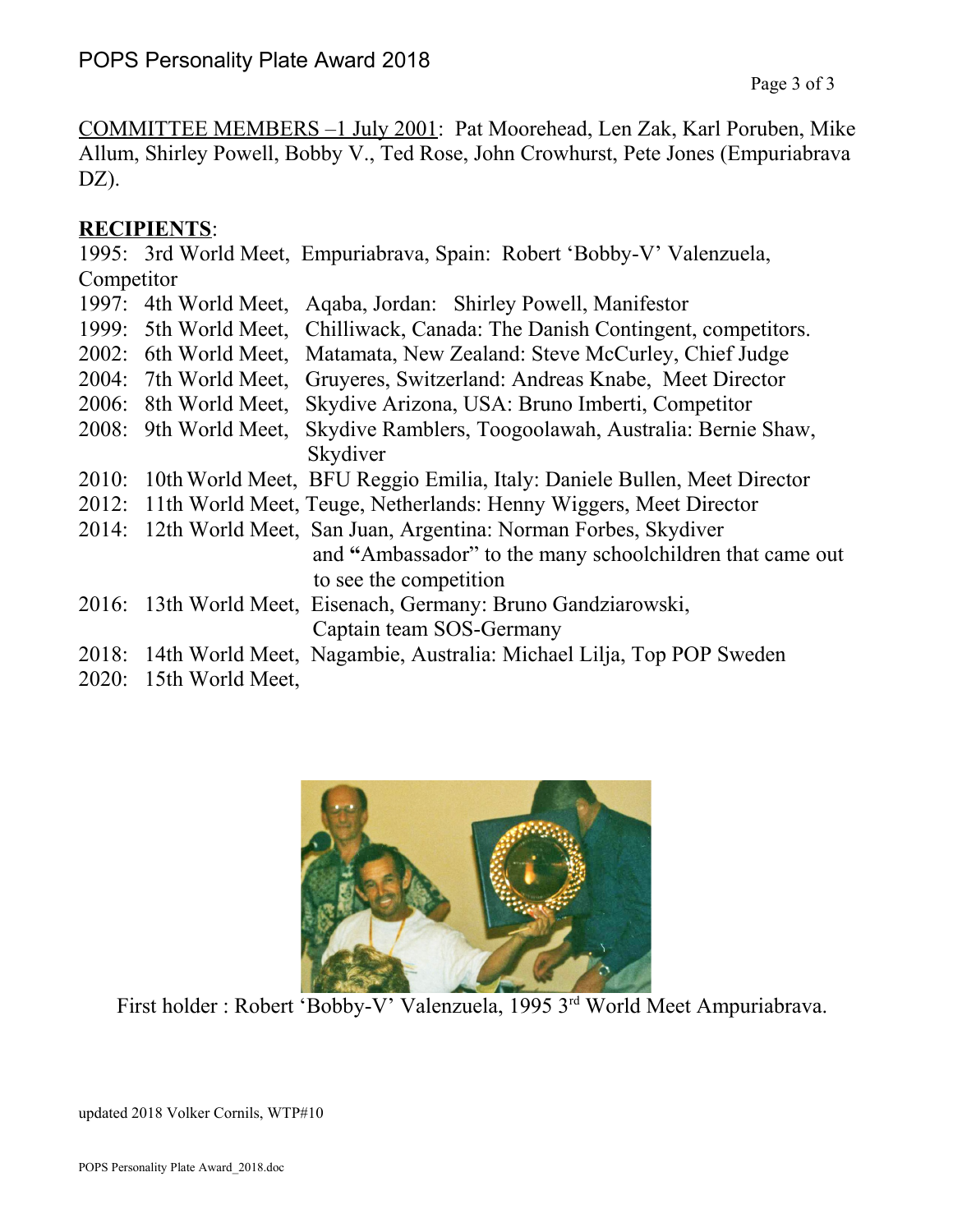COMMITTEE MEMBERS –1 July 2001: Pat Moorehead, Len Zak, Karl Poruben, Mike Allum, Shirley Powell, Bobby V., Ted Rose, John Crowhurst, Pete Jones (Empuriabrava DZ).

**RECIPIENTS**:

1995: 3rd World Meet, Empuriabrava, Spain: Robert 'Bobby-V' Valenzuela, Competitor
1997: 4th World Meet, Aqaba, Jordan: Shirley Powell, Manifestor
1999: 5th World Meet, Chilliwack, Canada: The Danish Contingent, competitors.
2002: 6th World Meet, Matamata, New Zealand: Steve McCurley, Chief Judge
2004: 7th World Meet, Gruyeres, Switzerland: Andreas Knabe, Meet Director
2006: 8th World Meet, Skydive Arizona, USA: Bruno Imberti, Competitor
2008: 9th World Meet, Skydive Ramblers, Toogoolawah, Australia: Bernie Shaw, Skydiver
2010: 10th World Meet, BFU Reggio Emilia, Italy: Daniele Bullen, Meet Director
2012: 11th World Meet, Teuge, Netherlands: Henny Wiggers, Meet Director
2014: 12th World Meet, San Juan, Argentina: Norman Forbes, Skydiver and **"**Ambassador" to the many schoolchildren that came out to see the competition
2016: 13th World Meet, Eisenach, Germany: Bruno Gandziarowski, Captain team SOS-Germany
2018: 14th World Meet, Nagambie, Australia: Michael Lilja, Top POP Sweden
2020: 15th World Meet,

First holder : Robert 'Bobby-V' Valenzuela, 1995 3rd World Meet Ampuriabrava.

updated 2018 Volker Cornils, WTP#10